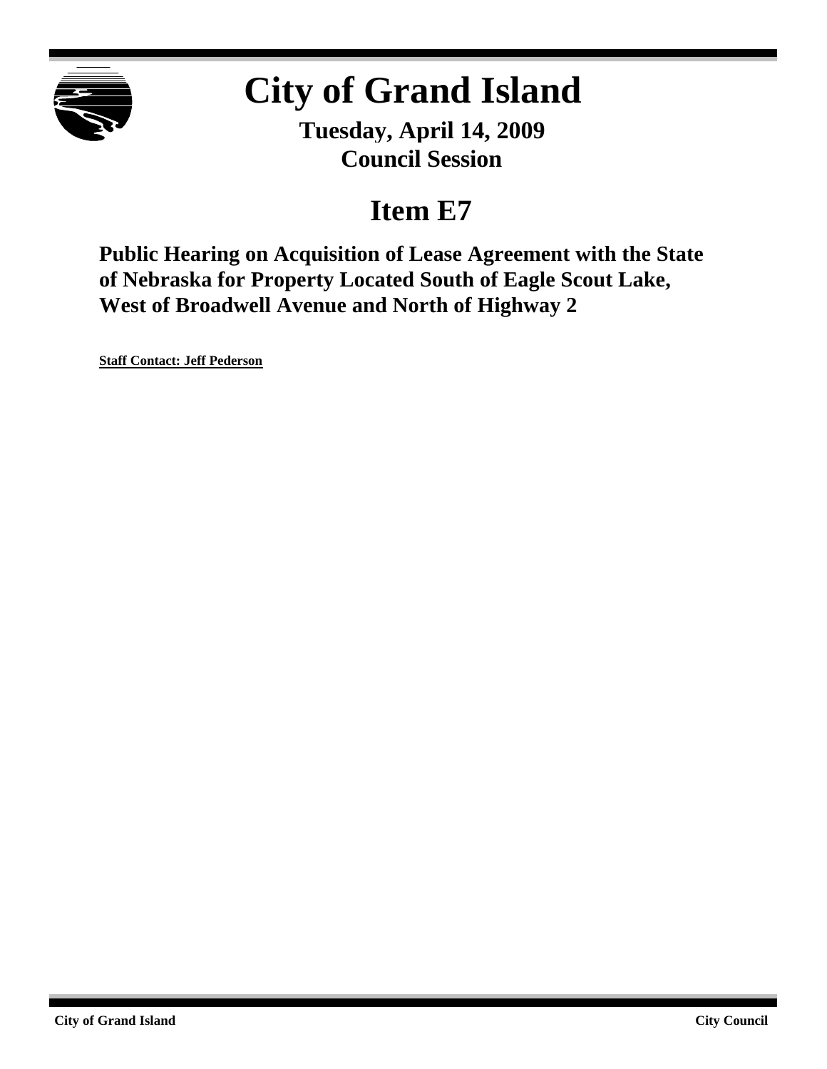# City of Grand Island

**Tuesday, April 14, 2009**
**Council Session**

## Item E7

### Public Hearing on Acquisition of Lease Agreement with the State of Nebraska for Property Located South of Eagle Scout Lake, West of Broadwell Avenue and North of Highway 2

**Staff Contact: Jeff Pederson**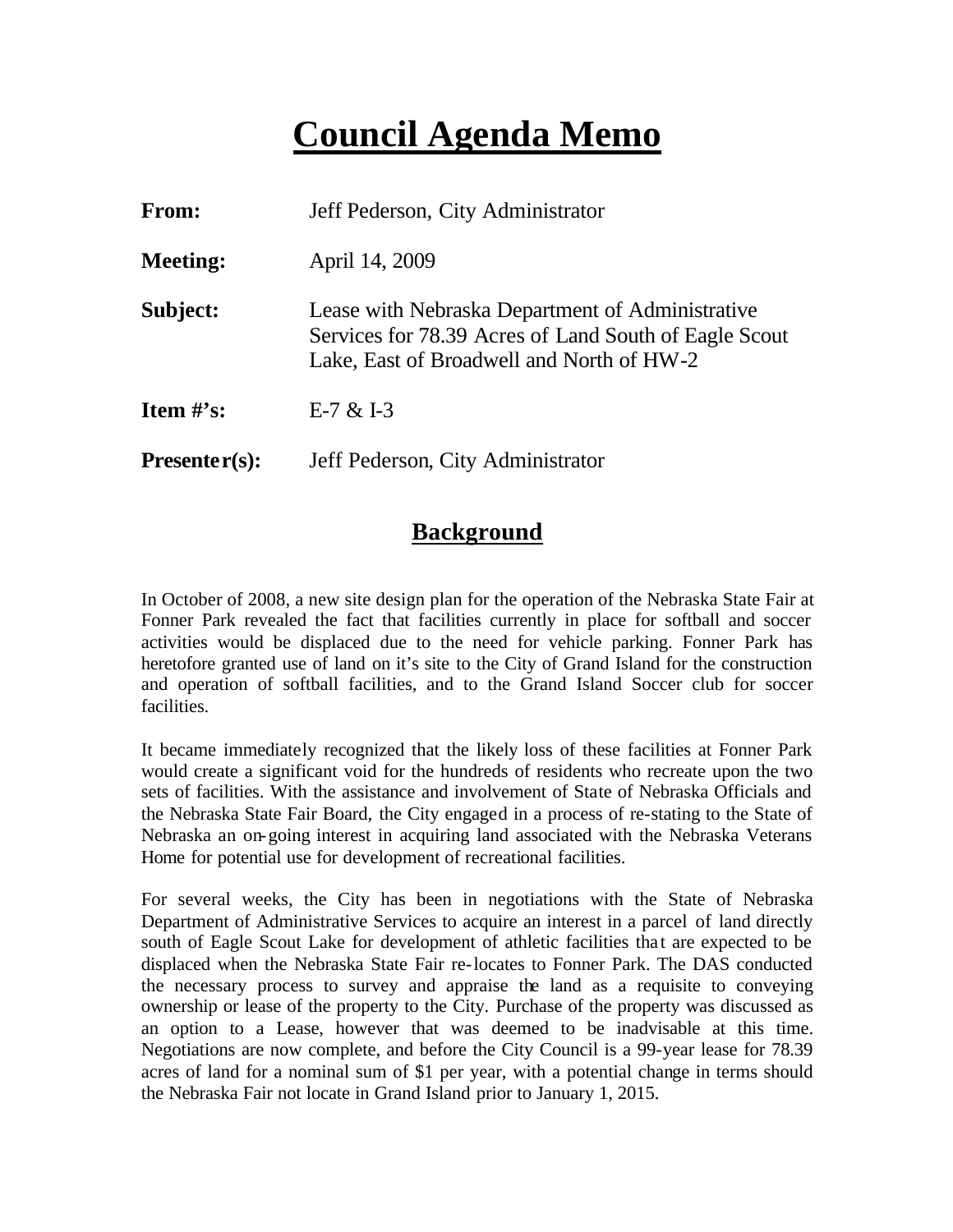# Council Agenda Memo

**From:** Jeff Pederson, City Administrator

**Meeting:** April 14, 2009

**Subject:** Lease with Nebraska Department of Administrative Services for 78.39 Acres of Land South of Eagle Scout Lake, East of Broadwell and North of HW-2

**Item #'s:** E-7 & I-3

**Presenter(s):** Jeff Pederson, City Administrator

## Background

In October of 2008, a new site design plan for the operation of the Nebraska State Fair at Fonner Park revealed the fact that facilities currently in place for softball and soccer activities would be displaced due to the need for vehicle parking. Fonner Park has heretofore granted use of land on it's site to the City of Grand Island for the construction and operation of softball facilities, and to the Grand Island Soccer club for soccer facilities.

It became immediately recognized that the likely loss of these facilities at Fonner Park would create a significant void for the hundreds of residents who recreate upon the two sets of facilities. With the assistance and involvement of State of Nebraska Officials and the Nebraska State Fair Board, the City engaged in a process of re-stating to the State of Nebraska an on-going interest in acquiring land associated with the Nebraska Veterans Home for potential use for development of recreational facilities.

For several weeks, the City has been in negotiations with the State of Nebraska Department of Administrative Services to acquire an interest in a parcel of land directly south of Eagle Scout Lake for development of athletic facilities that are expected to be displaced when the Nebraska State Fair re-locates to Fonner Park. The DAS conducted the necessary process to survey and appraise the land as a requisite to conveying ownership or lease of the property to the City. Purchase of the property was discussed as an option to a Lease, however that was deemed to be inadvisable at this time. Negotiations are now complete, and before the City Council is a 99-year lease for 78.39 acres of land for a nominal sum of $1 per year, with a potential change in terms should the Nebraska Fair not locate in Grand Island prior to January 1, 2015.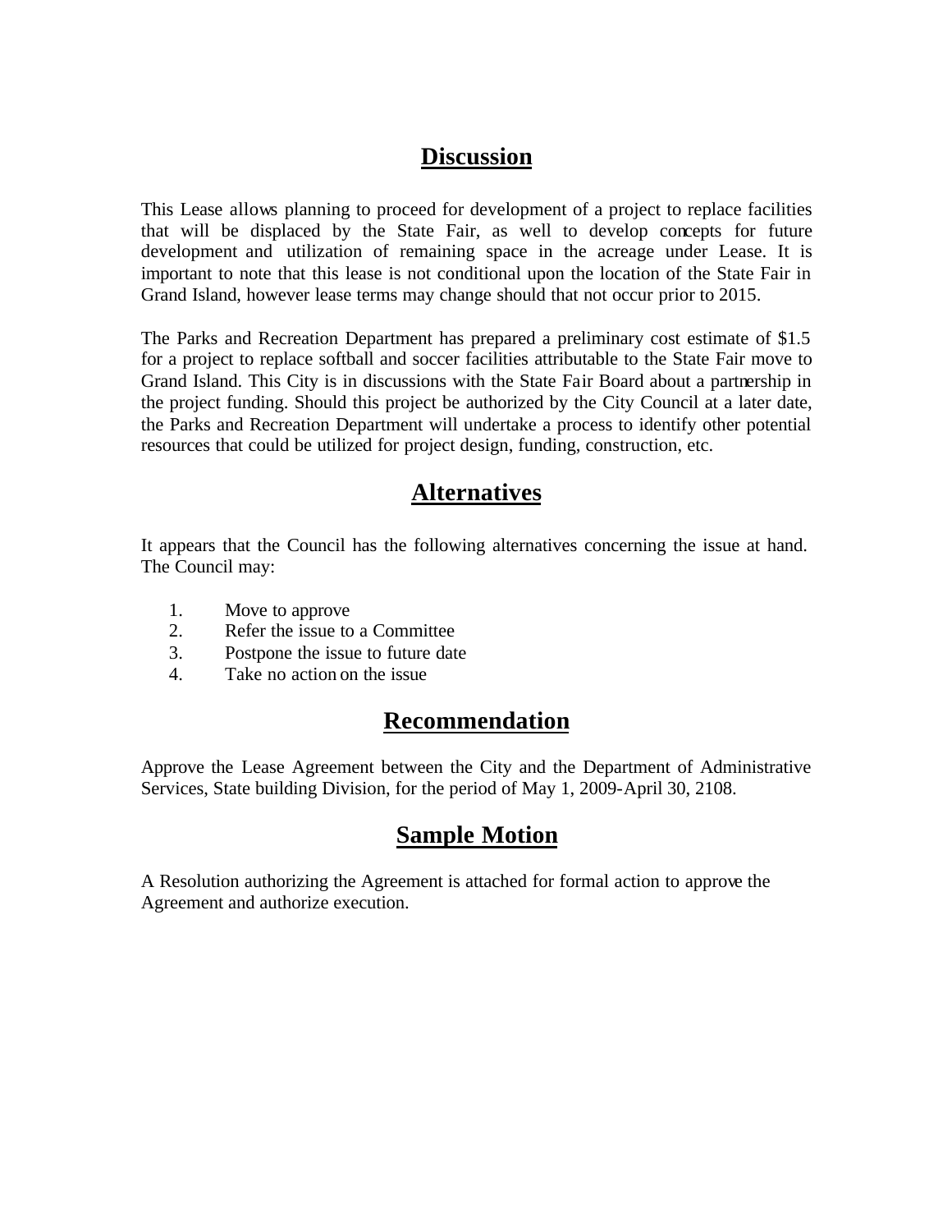## Discussion

This Lease allows planning to proceed for development of a project to replace facilities that will be displaced by the State Fair, as well to develop concepts for future development and utilization of remaining space in the acreage under Lease. It is important to note that this lease is not conditional upon the location of the State Fair in Grand Island, however lease terms may change should that not occur prior to 2015.

The Parks and Recreation Department has prepared a preliminary cost estimate of $1.5 for a project to replace softball and soccer facilities attributable to the State Fair move to Grand Island. This City is in discussions with the State Fair Board about a partnership in the project funding. Should this project be authorized by the City Council at a later date, the Parks and Recreation Department will undertake a process to identify other potential resources that could be utilized for project design, funding, construction, etc.

## Alternatives

It appears that the Council has the following alternatives concerning the issue at hand. The Council may:

1. Move to approve
2. Refer the issue to a Committee
3. Postpone the issue to future date
4. Take no action on the issue

## Recommendation

Approve the Lease Agreement between the City and the Department of Administrative Services, State building Division, for the period of May 1, 2009-April 30, 2108.

## Sample Motion

A Resolution authorizing the Agreement is attached for formal action to approve the Agreement and authorize execution.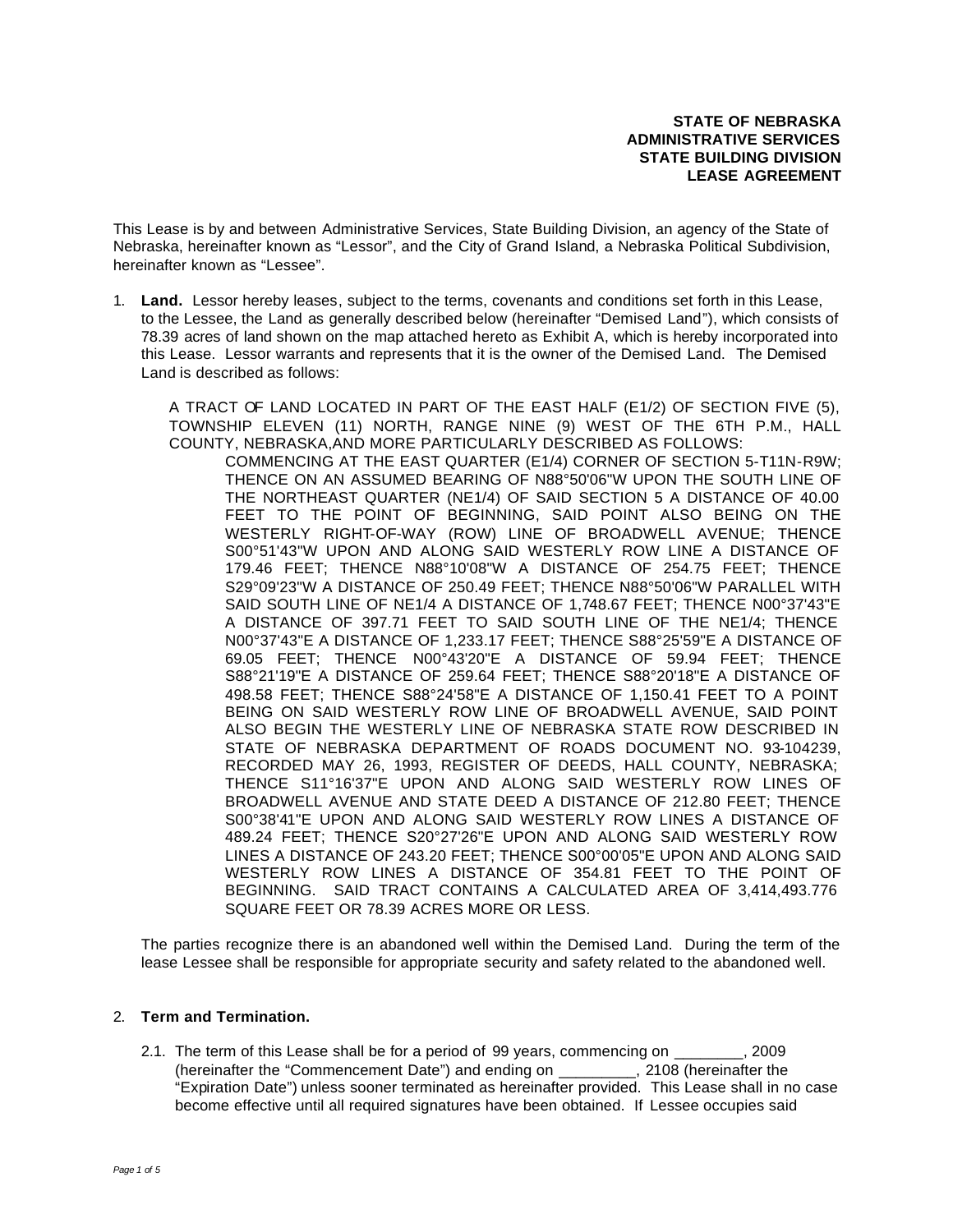**STATE OF NEBRASKA**
**ADMINISTRATIVE SERVICES**
**STATE BUILDING DIVISION**
**LEASE AGREEMENT**

This Lease is by and between Administrative Services, State Building Division, an agency of the State of Nebraska, hereinafter known as "Lessor", and the City of Grand Island, a Nebraska Political Subdivision, hereinafter known as "Lessee".

1. **Land.** Lessor hereby leases, subject to the terms, covenants and conditions set forth in this Lease, to the Lessee, the Land as generally described below (hereinafter "Demised Land"), which consists of 78.39 acres of land shown on the map attached hereto as Exhibit A, which is hereby incorporated into this Lease. Lessor warrants and represents that it is the owner of the Demised Land. The Demised Land is described as follows:

   A TRACT OF LAND LOCATED IN PART OF THE EAST HALF (E1/2) OF SECTION FIVE (5), TOWNSHIP ELEVEN (11) NORTH, RANGE NINE (9) WEST OF THE 6TH P.M., HALL COUNTY, NEBRASKA,AND MORE PARTICULARLY DESCRIBED AS FOLLOWS:

   COMMENCING AT THE EAST QUARTER (E1/4) CORNER OF SECTION 5-T11N-R9W; THENCE ON AN ASSUMED BEARING OF N88°50'06"W UPON THE SOUTH LINE OF THE NORTHEAST QUARTER (NE1/4) OF SAID SECTION 5 A DISTANCE OF 40.00 FEET TO THE POINT OF BEGINNING, SAID POINT ALSO BEING ON THE WESTERLY RIGHT-OF-WAY (ROW) LINE OF BROADWELL AVENUE; THENCE S00°51'43"W UPON AND ALONG SAID WESTERLY ROW LINE A DISTANCE OF 179.46 FEET; THENCE N88°10'08"W A DISTANCE OF 254.75 FEET; THENCE S29°09'23"W A DISTANCE OF 250.49 FEET; THENCE N88°50'06"W PARALLEL WITH SAID SOUTH LINE OF NE1/4 A DISTANCE OF 1,748.67 FEET; THENCE N00°37'43"E A DISTANCE OF 397.71 FEET TO SAID SOUTH LINE OF THE NE1/4; THENCE N00°37'43"E A DISTANCE OF 1,233.17 FEET; THENCE S88°25'59"E A DISTANCE OF 69.05 FEET; THENCE N00°43'20"E A DISTANCE OF 59.94 FEET; THENCE S88°21'19"E A DISTANCE OF 259.64 FEET; THENCE S88°20'18"E A DISTANCE OF 498.58 FEET; THENCE S88°24'58"E A DISTANCE OF 1,150.41 FEET TO A POINT BEING ON SAID WESTERLY ROW LINE OF BROADWELL AVENUE, SAID POINT ALSO BEGIN THE WESTERLY LINE OF NEBRASKA STATE ROW DESCRIBED IN STATE OF NEBRASKA DEPARTMENT OF ROADS DOCUMENT NO. 93-104239, RECORDED MAY 26, 1993, REGISTER OF DEEDS, HALL COUNTY, NEBRASKA; THENCE S11°16'37"E UPON AND ALONG SAID WESTERLY ROW LINES OF BROADWELL AVENUE AND STATE DEED A DISTANCE OF 212.80 FEET; THENCE S00°38'41"E UPON AND ALONG SAID WESTERLY ROW LINES A DISTANCE OF 489.24 FEET; THENCE S20°27'26"E UPON AND ALONG SAID WESTERLY ROW LINES A DISTANCE OF 243.20 FEET; THENCE S00°00'05"E UPON AND ALONG SAID WESTERLY ROW LINES A DISTANCE OF 354.81 FEET TO THE POINT OF BEGINNING. SAID TRACT CONTAINS A CALCULATED AREA OF 3,414,493.776 SQUARE FEET OR 78.39 ACRES MORE OR LESS.

   The parties recognize there is an abandoned well within the Demised Land. During the term of the lease Lessee shall be responsible for appropriate security and safety related to the abandoned well.

2. **Term and Termination.**

   2.1. The term of this Lease shall be for a period of 99 years, commencing on ________, 2009 (hereinafter the "Commencement Date") and ending on _________, 2108 (hereinafter the "Expiration Date") unless sooner terminated as hereinafter provided. This Lease shall in no case become effective until all required signatures have been obtained. If Lessee occupies said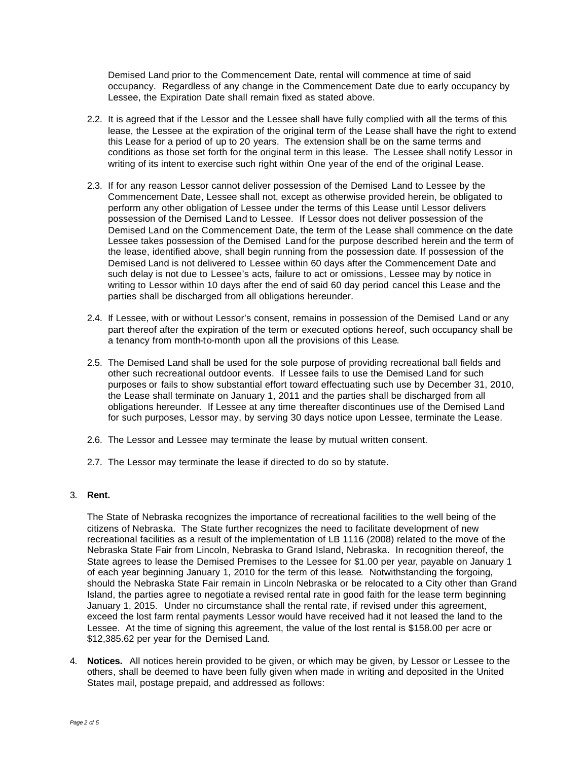Demised Land prior to the Commencement Date, rental will commence at time of said occupancy. Regardless of any change in the Commencement Date due to early occupancy by Lessee, the Expiration Date shall remain fixed as stated above.

2.2. It is agreed that if the Lessor and the Lessee shall have fully complied with all the terms of this lease, the Lessee at the expiration of the original term of the Lease shall have the right to extend this Lease for a period of up to 20 years. The extension shall be on the same terms and conditions as those set forth for the original term in this lease. The Lessee shall notify Lessor in writing of its intent to exercise such right within One year of the end of the original Lease.

2.3. If for any reason Lessor cannot deliver possession of the Demised Land to Lessee by the Commencement Date, Lessee shall not, except as otherwise provided herein, be obligated to perform any other obligation of Lessee under the terms of this Lease until Lessor delivers possession of the Demised Land to Lessee. If Lessor does not deliver possession of the Demised Land on the Commencement Date, the term of the Lease shall commence on the date Lessee takes possession of the Demised Land for the purpose described herein and the term of the lease, identified above, shall begin running from the possession date. If possession of the Demised Land is not delivered to Lessee within 60 days after the Commencement Date and such delay is not due to Lessee's acts, failure to act or omissions, Lessee may by notice in writing to Lessor within 10 days after the end of said 60 day period cancel this Lease and the parties shall be discharged from all obligations hereunder.

2.4. If Lessee, with or without Lessor's consent, remains in possession of the Demised Land or any part thereof after the expiration of the term or executed options hereof, such occupancy shall be a tenancy from month-to-month upon all the provisions of this Lease.

2.5. The Demised Land shall be used for the sole purpose of providing recreational ball fields and other such recreational outdoor events. If Lessee fails to use the Demised Land for such purposes or fails to show substantial effort toward effectuating such use by December 31, 2010, the Lease shall terminate on January 1, 2011 and the parties shall be discharged from all obligations hereunder. If Lessee at any time thereafter discontinues use of the Demised Land for such purposes, Lessor may, by serving 30 days notice upon Lessee, terminate the Lease.

2.6. The Lessor and Lessee may terminate the lease by mutual written consent.

2.7. The Lessor may terminate the lease if directed to do so by statute.

3. **Rent.**

The State of Nebraska recognizes the importance of recreational facilities to the well being of the citizens of Nebraska. The State further recognizes the need to facilitate development of new recreational facilities as a result of the implementation of LB 1116 (2008) related to the move of the Nebraska State Fair from Lincoln, Nebraska to Grand Island, Nebraska. In recognition thereof, the State agrees to lease the Demised Premises to the Lessee for $1.00 per year, payable on January 1 of each year beginning January 1, 2010 for the term of this lease. Notwithstanding the forgoing, should the Nebraska State Fair remain in Lincoln Nebraska or be relocated to a City other than Grand Island, the parties agree to negotiate a revised rental rate in good faith for the lease term beginning January 1, 2015. Under no circumstance shall the rental rate, if revised under this agreement, exceed the lost farm rental payments Lessor would have received had it not leased the land to the Lessee. At the time of signing this agreement, the value of the lost rental is $158.00 per acre or $12,385.62 per year for the Demised Land.

4. **Notices.** All notices herein provided to be given, or which may be given, by Lessor or Lessee to the others, shall be deemed to have been fully given when made in writing and deposited in the United States mail, postage prepaid, and addressed as follows: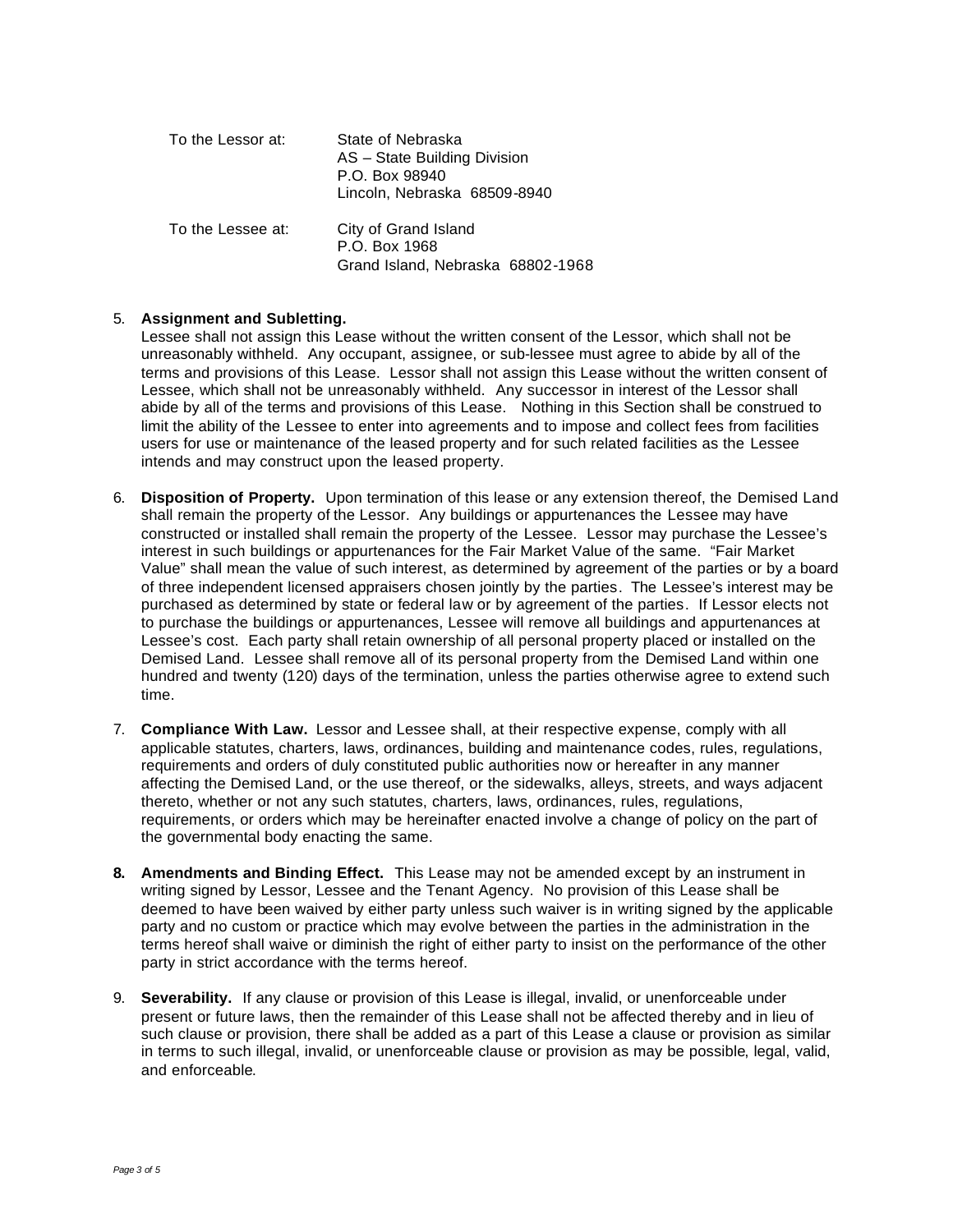To the Lessor at: State of Nebraska
AS – State Building Division
P.O. Box 98940
Lincoln, Nebraska 68509-8940

To the Lessee at: City of Grand Island
P.O. Box 1968
Grand Island, Nebraska 68802-1968

5. **Assignment and Subletting.**
   Lessee shall not assign this Lease without the written consent of the Lessor, which shall not be unreasonably withheld. Any occupant, assignee, or sub-lessee must agree to abide by all of the terms and provisions of this Lease. Lessor shall not assign this Lease without the written consent of Lessee, which shall not be unreasonably withheld. Any successor in interest of the Lessor shall abide by all of the terms and provisions of this Lease. Nothing in this Section shall be construed to limit the ability of the Lessee to enter into agreements and to impose and collect fees from facilities users for use or maintenance of the leased property and for such related facilities as the Lessee intends and may construct upon the leased property.

6. **Disposition of Property.** Upon termination of this lease or any extension thereof, the Demised Land shall remain the property of the Lessor. Any buildings or appurtenances the Lessee may have constructed or installed shall remain the property of the Lessee. Lessor may purchase the Lessee's interest in such buildings or appurtenances for the Fair Market Value of the same. "Fair Market Value" shall mean the value of such interest, as determined by agreement of the parties or by a board of three independent licensed appraisers chosen jointly by the parties. The Lessee's interest may be purchased as determined by state or federal law or by agreement of the parties. If Lessor elects not to purchase the buildings or appurtenances, Lessee will remove all buildings and appurtenances at Lessee's cost. Each party shall retain ownership of all personal property placed or installed on the Demised Land. Lessee shall remove all of its personal property from the Demised Land within one hundred and twenty (120) days of the termination, unless the parties otherwise agree to extend such time.

7. **Compliance With Law.** Lessor and Lessee shall, at their respective expense, comply with all applicable statutes, charters, laws, ordinances, building and maintenance codes, rules, regulations, requirements and orders of duly constituted public authorities now or hereafter in any manner affecting the Demised Land, or the use thereof, or the sidewalks, alleys, streets, and ways adjacent thereto, whether or not any such statutes, charters, laws, ordinances, rules, regulations, requirements, or orders which may be hereinafter enacted involve a change of policy on the part of the governmental body enacting the same.

8. **Amendments and Binding Effect.** This Lease may not be amended except by an instrument in writing signed by Lessor, Lessee and the Tenant Agency. No provision of this Lease shall be deemed to have been waived by either party unless such waiver is in writing signed by the applicable party and no custom or practice which may evolve between the parties in the administration in the terms hereof shall waive or diminish the right of either party to insist on the performance of the other party in strict accordance with the terms hereof.

9. **Severability.** If any clause or provision of this Lease is illegal, invalid, or unenforceable under present or future laws, then the remainder of this Lease shall not be affected thereby and in lieu of such clause or provision, there shall be added as a part of this Lease a clause or provision as similar in terms to such illegal, invalid, or unenforceable clause or provision as may be possible, legal, valid, and enforceable.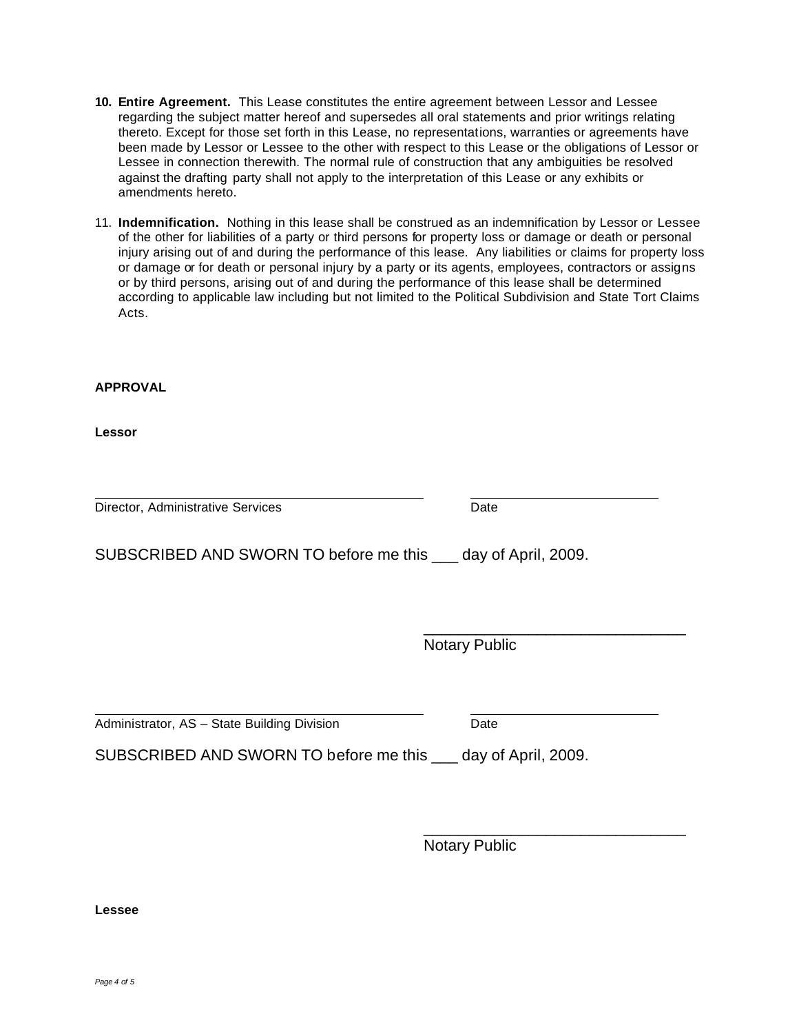10. **Entire Agreement.** This Lease constitutes the entire agreement between Lessor and Lessee regarding the subject matter hereof and supersedes all oral statements and prior writings relating thereto. Except for those set forth in this Lease, no representations, warranties or agreements have been made by Lessor or Lessee to the other with respect to this Lease or the obligations of Lessor or Lessee in connection therewith. The normal rule of construction that any ambiguities be resolved against the drafting party shall not apply to the interpretation of this Lease or any exhibits or amendments hereto.

11. **Indemnification.** Nothing in this lease shall be construed as an indemnification by Lessor or Lessee of the other for liabilities of a party or third persons for property loss or damage or death or personal injury arising out of and during the performance of this lease. Any liabilities or claims for property loss or damage or for death or personal injury by a party or its agents, employees, contractors or assigns or by third persons, arising out of and during the performance of this lease shall be determined according to applicable law including but not limited to the Political Subdivision and State Tort Claims Acts.

**APPROVAL**

**Lessor**

\_\_\_\_\_\_\_\_\_\_\_\_\_\_\_\_\_\_\_\_\_\_\_\_\_\_\_\_\_\_\_\_\_\_\_\_\_\_\_\_ \_\_\_\_\_\_\_\_\_\_\_\_\_\_\_\_\_\_\_\_\_\_\_\_
Director, Administrative Services Date

SUBSCRIBED AND SWORN TO before me this ___ day of April, 2009.

\_\_\_\_\_\_\_\_\_\_\_\_\_\_\_\_\_\_\_\_\_\_\_\_\_\_\_\_\_\_
Notary Public

\_\_\_\_\_\_\_\_\_\_\_\_\_\_\_\_\_\_\_\_\_\_\_\_\_\_\_\_\_\_\_\_\_\_\_\_\_\_\_\_ \_\_\_\_\_\_\_\_\_\_\_\_\_\_\_\_\_\_\_\_\_\_\_\_
Administrator, AS – State Building Division Date

SUBSCRIBED AND SWORN TO before me this ___ day of April, 2009.

\_\_\_\_\_\_\_\_\_\_\_\_\_\_\_\_\_\_\_\_\_\_\_\_\_\_\_\_\_\_
Notary Public

**Lessee**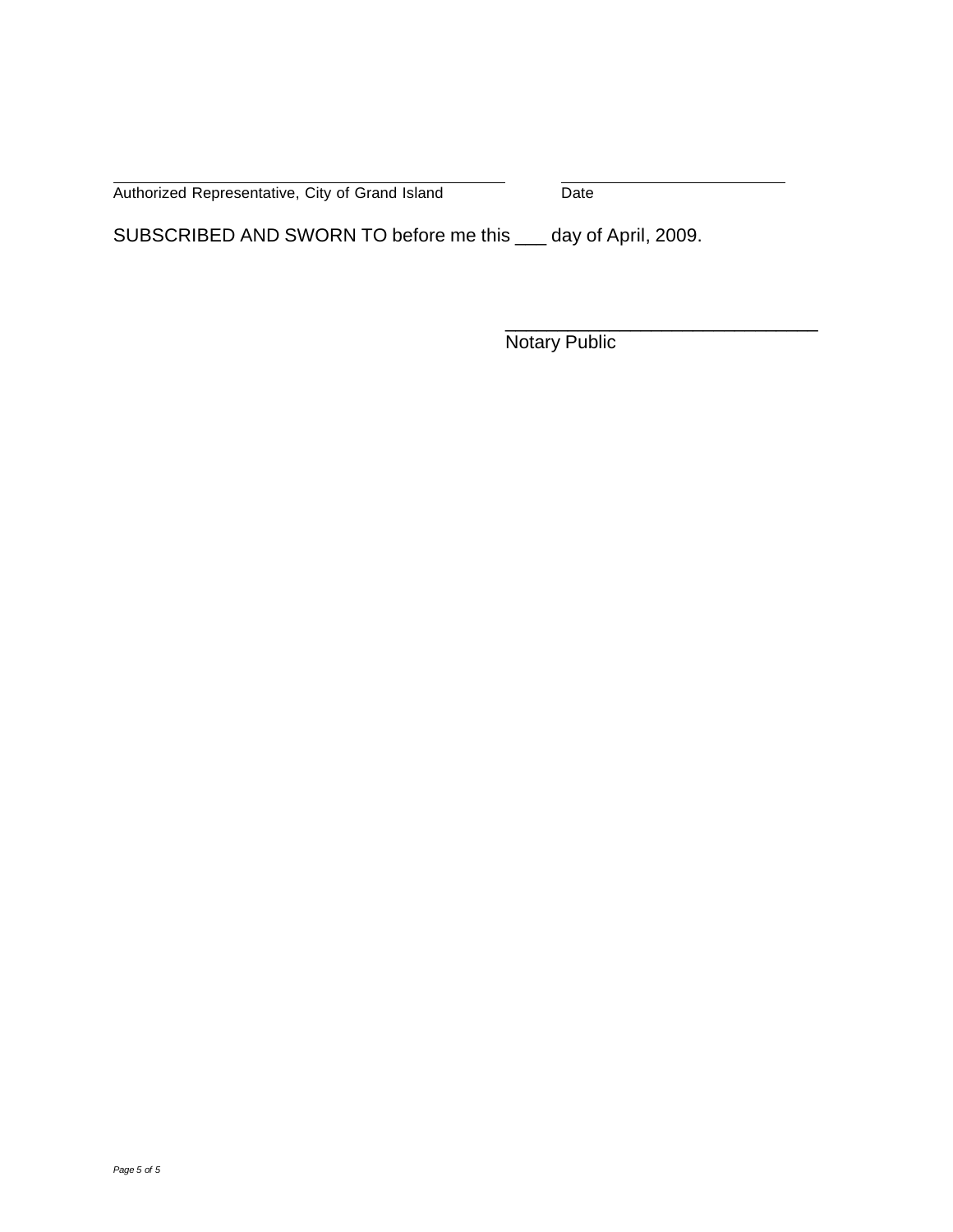\_\_\_\_\_\_\_\_\_\_\_\_\_\_\_\_\_\_\_\_\_\_\_\_\_\_\_\_\_\_\_\_\_\_\_\_\_\_ \_\_\_\_\_\_\_\_\_\_\_\_\_\_\_\_\_\_\_\_\_\_\_\_

Authorized Representative, City of Grand Island Date

SUBSCRIBED AND SWORN TO before me this ___ day of April, 2009.

\_\_\_\_\_\_\_\_\_\_\_\_\_\_\_\_\_\_\_\_\_\_\_\_\_\_\_\_\_\_

Notary Public